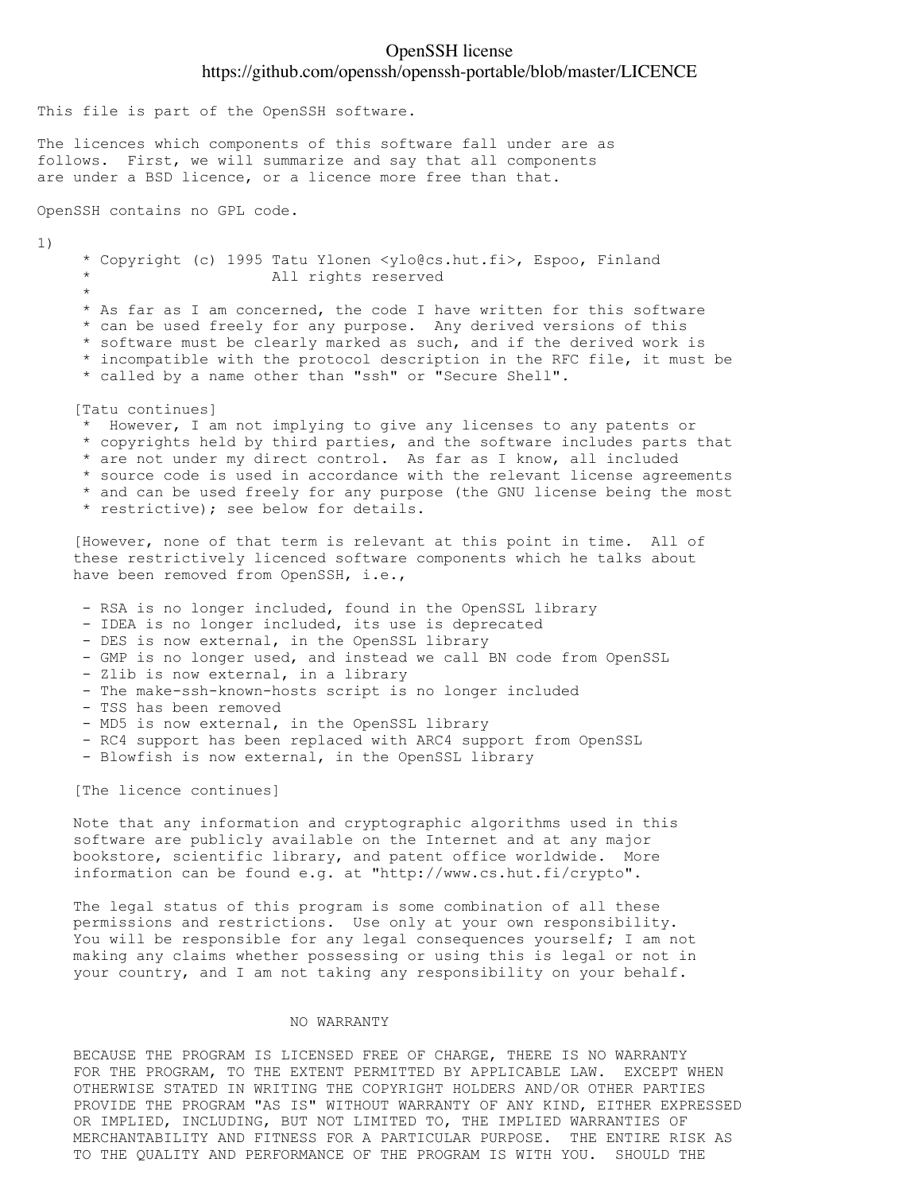# OpenSSH license
https://github.com/openssh/openssh-portable/blob/master/LICENCE

```
This file is part of the OpenSSH software.

The licences which components of this software fall under are as
follows.  First, we will summarize and say that all components
are under a BSD licence, or a licence more free than that.

OpenSSH contains no GPL code.

1)
     * Copyright (c) 1995 Tatu Ylonen <ylo@cs.hut.fi>, Espoo, Finland
     *                    All rights reserved
     *
     * As far as I am concerned, the code I have written for this software
     * can be used freely for any purpose.  Any derived versions of this
     * software must be clearly marked as such, and if the derived work is
     * incompatible with the protocol description in the RFC file, it must be
     * called by a name other than "ssh" or "Secure Shell".

    [Tatu continues]
     *  However, I am not implying to give any licenses to any patents or
     * copyrights held by third parties, and the software includes parts that
     * are not under my direct control.  As far as I know, all included
     * source code is used in accordance with the relevant license agreements
     * and can be used freely for any purpose (the GNU license being the most
     * restrictive); see below for details.

    [However, none of that term is relevant at this point in time.  All of
    these restrictively licenced software components which he talks about
    have been removed from OpenSSH, i.e.,

     - RSA is no longer included, found in the OpenSSL library
     - IDEA is no longer included, its use is deprecated
     - DES is now external, in the OpenSSL library
     - GMP is no longer used, and instead we call BN code from OpenSSL
     - Zlib is now external, in a library
     - The make-ssh-known-hosts script is no longer included
     - TSS has been removed
     - MD5 is now external, in the OpenSSL library
     - RC4 support has been replaced with ARC4 support from OpenSSL
     - Blowfish is now external, in the OpenSSL library

    [The licence continues]

    Note that any information and cryptographic algorithms used in this
    software are publicly available on the Internet and at any major
    bookstore, scientific library, and patent office worldwide.  More
    information can be found e.g. at "http://www.cs.hut.fi/crypto".

    The legal status of this program is some combination of all these
    permissions and restrictions.  Use only at your own responsibility.
    You will be responsible for any legal consequences yourself; I am not
    making any claims whether possessing or using this is legal or not in
    your country, and I am not taking any responsibility on your behalf.


                            NO WARRANTY

    BECAUSE THE PROGRAM IS LICENSED FREE OF CHARGE, THERE IS NO WARRANTY
    FOR THE PROGRAM, TO THE EXTENT PERMITTED BY APPLICABLE LAW.  EXCEPT WHEN
    OTHERWISE STATED IN WRITING THE COPYRIGHT HOLDERS AND/OR OTHER PARTIES
    PROVIDE THE PROGRAM "AS IS" WITHOUT WARRANTY OF ANY KIND, EITHER EXPRESSED
    OR IMPLIED, INCLUDING, BUT NOT LIMITED TO, THE IMPLIED WARRANTIES OF
    MERCHANTABILITY AND FITNESS FOR A PARTICULAR PURPOSE.  THE ENTIRE RISK AS
    TO THE QUALITY AND PERFORMANCE OF THE PROGRAM IS WITH YOU.  SHOULD THE
```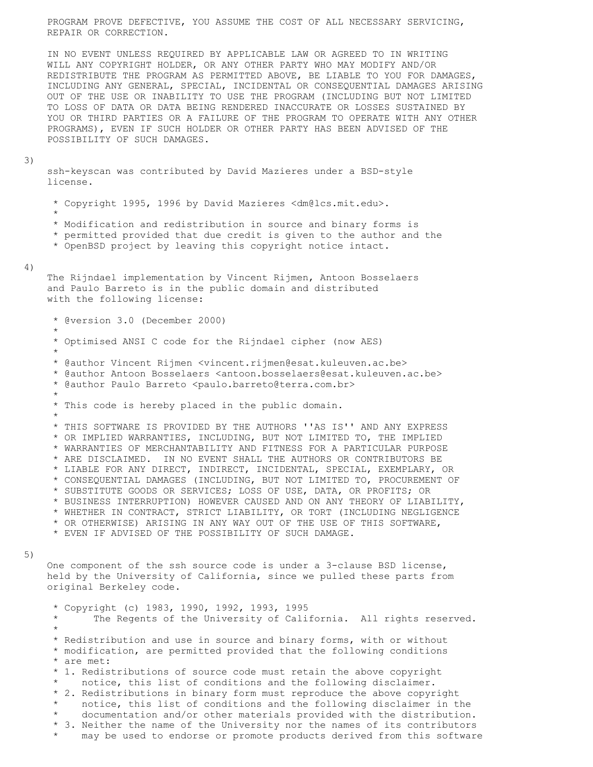PROGRAM PROVE DEFECTIVE, YOU ASSUME THE COST OF ALL NECESSARY SERVICING, REPAIR OR CORRECTION.

IN NO EVENT UNLESS REQUIRED BY APPLICABLE LAW OR AGREED TO IN WRITING WILL ANY COPYRIGHT HOLDER, OR ANY OTHER PARTY WHO MAY MODIFY AND/OR REDISTRIBUTE THE PROGRAM AS PERMITTED ABOVE, BE LIABLE TO YOU FOR DAMAGES, INCLUDING ANY GENERAL, SPECIAL, INCIDENTAL OR CONSEQUENTIAL DAMAGES ARISING OUT OF THE USE OR INABILITY TO USE THE PROGRAM (INCLUDING BUT NOT LIMITED TO LOSS OF DATA OR DATA BEING RENDERED INACCURATE OR LOSSES SUSTAINED BY YOU OR THIRD PARTIES OR A FAILURE OF THE PROGRAM TO OPERATE WITH ANY OTHER PROGRAMS), EVEN IF SUCH HOLDER OR OTHER PARTY HAS BEEN ADVISED OF THE POSSIBILITY OF SUCH DAMAGES.

3)

ssh-keyscan was contributed by David Mazieres under a BSD-style license.

```
 * Copyright 1995, 1996 by David Mazieres <dm@lcs.mit.edu>.
 *
 * Modification and redistribution in source and binary forms is
 * permitted provided that due credit is given to the author and the
 * OpenBSD project by leaving this copyright notice intact.
```

4)

The Rijndael implementation by Vincent Rijmen, Antoon Bosselaers and Paulo Barreto is in the public domain and distributed with the following license:

```
 * @version 3.0 (December 2000)
 *
 * Optimised ANSI C code for the Rijndael cipher (now AES)
 *
 * @author Vincent Rijmen <vincent.rijmen@esat.kuleuven.ac.be>
 * @author Antoon Bosselaers <antoon.bosselaers@esat.kuleuven.ac.be>
 * @author Paulo Barreto <paulo.barreto@terra.com.br>
 *
 * This code is hereby placed in the public domain.
 *
 * THIS SOFTWARE IS PROVIDED BY THE AUTHORS ''AS IS'' AND ANY EXPRESS
 * OR IMPLIED WARRANTIES, INCLUDING, BUT NOT LIMITED TO, THE IMPLIED
 * WARRANTIES OF MERCHANTABILITY AND FITNESS FOR A PARTICULAR PURPOSE
 * ARE DISCLAIMED.  IN NO EVENT SHALL THE AUTHORS OR CONTRIBUTORS BE
 * LIABLE FOR ANY DIRECT, INDIRECT, INCIDENTAL, SPECIAL, EXEMPLARY, OR
 * CONSEQUENTIAL DAMAGES (INCLUDING, BUT NOT LIMITED TO, PROCUREMENT OF
 * SUBSTITUTE GOODS OR SERVICES; LOSS OF USE, DATA, OR PROFITS; OR
 * BUSINESS INTERRUPTION) HOWEVER CAUSED AND ON ANY THEORY OF LIABILITY,
 * WHETHER IN CONTRACT, STRICT LIABILITY, OR TORT (INCLUDING NEGLIGENCE
 * OR OTHERWISE) ARISING IN ANY WAY OUT OF THE USE OF THIS SOFTWARE,
 * EVEN IF ADVISED OF THE POSSIBILITY OF SUCH DAMAGE.
```

5)

One component of the ssh source code is under a 3-clause BSD license, held by the University of California, since we pulled these parts from original Berkeley code.

```
 * Copyright (c) 1983, 1990, 1992, 1993, 1995
 *      The Regents of the University of California.  All rights reserved.
 *
 * Redistribution and use in source and binary forms, with or without
 * modification, are permitted provided that the following conditions
 * are met:
 * 1. Redistributions of source code must retain the above copyright
 *    notice, this list of conditions and the following disclaimer.
 * 2. Redistributions in binary form must reproduce the above copyright
 *    notice, this list of conditions and the following disclaimer in the
 *    documentation and/or other materials provided with the distribution.
 * 3. Neither the name of the University nor the names of its contributors
 *    may be used to endorse or promote products derived from this software
```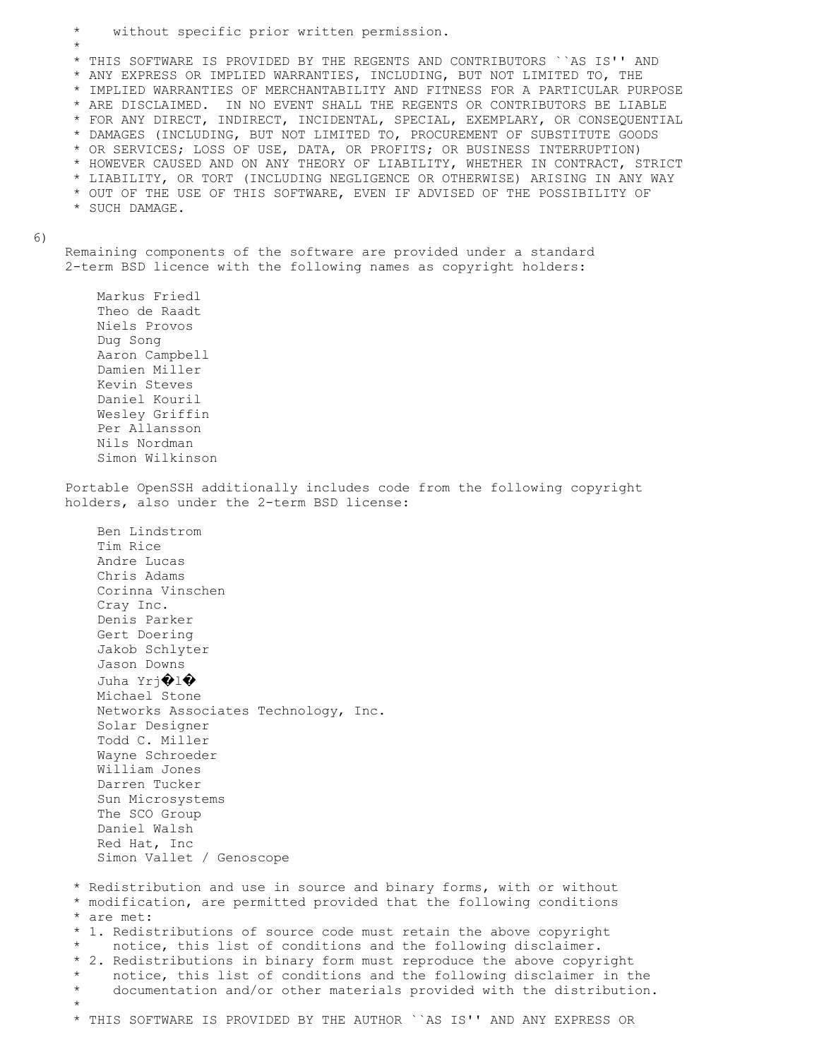```
 *    without specific prior written permission.
 *
 * THIS SOFTWARE IS PROVIDED BY THE REGENTS AND CONTRIBUTORS ``AS IS'' AND
 * ANY EXPRESS OR IMPLIED WARRANTIES, INCLUDING, BUT NOT LIMITED TO, THE
 * IMPLIED WARRANTIES OF MERCHANTABILITY AND FITNESS FOR A PARTICULAR PURPOSE
 * ARE DISCLAIMED.  IN NO EVENT SHALL THE REGENTS OR CONTRIBUTORS BE LIABLE
 * FOR ANY DIRECT, INDIRECT, INCIDENTAL, SPECIAL, EXEMPLARY, OR CONSEQUENTIAL
 * DAMAGES (INCLUDING, BUT NOT LIMITED TO, PROCUREMENT OF SUBSTITUTE GOODS
 * OR SERVICES; LOSS OF USE, DATA, OR PROFITS; OR BUSINESS INTERRUPTION)
 * HOWEVER CAUSED AND ON ANY THEORY OF LIABILITY, WHETHER IN CONTRACT, STRICT
 * LIABILITY, OR TORT (INCLUDING NEGLIGENCE OR OTHERWISE) ARISING IN ANY WAY
 * OUT OF THE USE OF THIS SOFTWARE, EVEN IF ADVISED OF THE POSSIBILITY OF
 * SUCH DAMAGE.
```

6)

```
    Remaining components of the software are provided under a standard
    2-term BSD licence with the following names as copyright holders:

        Markus Friedl
        Theo de Raadt
        Niels Provos
        Dug Song
        Aaron Campbell
        Damien Miller
        Kevin Steves
        Daniel Kouril
        Wesley Griffin
        Per Allansson
        Nils Nordman
        Simon Wilkinson

    Portable OpenSSH additionally includes code from the following copyright
    holders, also under the 2-term BSD license:

        Ben Lindstrom
        Tim Rice
        Andre Lucas
        Chris Adams
        Corinna Vinschen
        Cray Inc.
        Denis Parker
        Gert Doering
        Jakob Schlyter
        Jason Downs
        Juha Yrj�l�
        Michael Stone
        Networks Associates Technology, Inc.
        Solar Designer
        Todd C. Miller
        Wayne Schroeder
        William Jones
        Darren Tucker
        Sun Microsystems
        The SCO Group
        Daniel Walsh
        Red Hat, Inc
        Simon Vallet / Genoscope

     * Redistribution and use in source and binary forms, with or without
     * modification, are permitted provided that the following conditions
     * are met:
     * 1. Redistributions of source code must retain the above copyright
     *    notice, this list of conditions and the following disclaimer.
     * 2. Redistributions in binary form must reproduce the above copyright
     *    notice, this list of conditions and the following disclaimer in the
     *    documentation and/or other materials provided with the distribution.
     *
     * THIS SOFTWARE IS PROVIDED BY THE AUTHOR ``AS IS'' AND ANY EXPRESS OR
```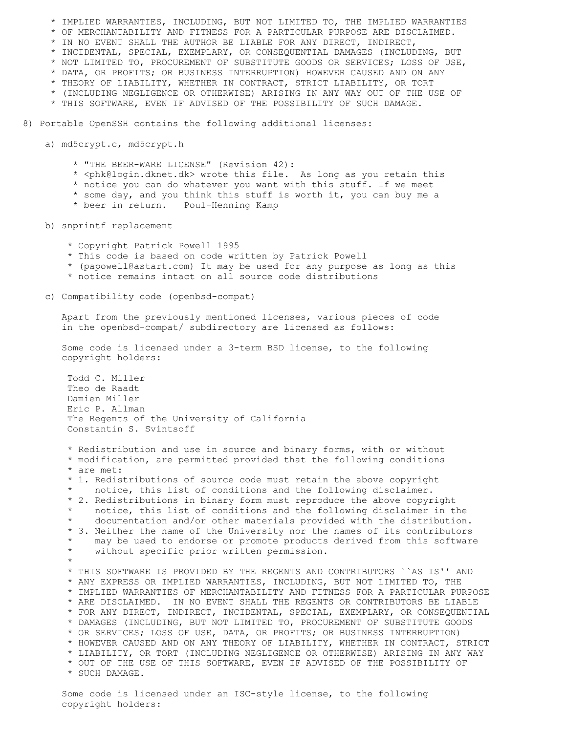```
     * IMPLIED WARRANTIES, INCLUDING, BUT NOT LIMITED TO, THE IMPLIED WARRANTIES
     * OF MERCHANTABILITY AND FITNESS FOR A PARTICULAR PURPOSE ARE DISCLAIMED.
     * IN NO EVENT SHALL THE AUTHOR BE LIABLE FOR ANY DIRECT, INDIRECT,
     * INCIDENTAL, SPECIAL, EXEMPLARY, OR CONSEQUENTIAL DAMAGES (INCLUDING, BUT
     * NOT LIMITED TO, PROCUREMENT OF SUBSTITUTE GOODS OR SERVICES; LOSS OF USE,
     * DATA, OR PROFITS; OR BUSINESS INTERRUPTION) HOWEVER CAUSED AND ON ANY
     * THEORY OF LIABILITY, WHETHER IN CONTRACT, STRICT LIABILITY, OR TORT
     * (INCLUDING NEGLIGENCE OR OTHERWISE) ARISING IN ANY WAY OUT OF THE USE OF
     * THIS SOFTWARE, EVEN IF ADVISED OF THE POSSIBILITY OF SUCH DAMAGE.

8) Portable OpenSSH contains the following additional licenses:

    a) md5crypt.c, md5crypt.h

         * "THE BEER-WARE LICENSE" (Revision 42):
         * <phk@login.dknet.dk> wrote this file.  As long as you retain this
         * notice you can do whatever you want with this stuff. If we meet
         * some day, and you think this stuff is worth it, you can buy me a
         * beer in return.   Poul-Henning Kamp

    b) snprintf replacement

        * Copyright Patrick Powell 1995
        * This code is based on code written by Patrick Powell
        * (papowell@astart.com) It may be used for any purpose as long as this
        * notice remains intact on all source code distributions

    c) Compatibility code (openbsd-compat)

       Apart from the previously mentioned licenses, various pieces of code
       in the openbsd-compat/ subdirectory are licensed as follows:

       Some code is licensed under a 3-term BSD license, to the following
       copyright holders:

        Todd C. Miller
        Theo de Raadt
        Damien Miller
        Eric P. Allman
        The Regents of the University of California
        Constantin S. Svintsoff

        * Redistribution and use in source and binary forms, with or without
        * modification, are permitted provided that the following conditions
        * are met:
        * 1. Redistributions of source code must retain the above copyright
        *    notice, this list of conditions and the following disclaimer.
        * 2. Redistributions in binary form must reproduce the above copyright
        *    notice, this list of conditions and the following disclaimer in the
        *    documentation and/or other materials provided with the distribution.
        * 3. Neither the name of the University nor the names of its contributors
        *    may be used to endorse or promote products derived from this software
        *    without specific prior written permission.
        *
        * THIS SOFTWARE IS PROVIDED BY THE REGENTS AND CONTRIBUTORS ``AS IS'' AND
        * ANY EXPRESS OR IMPLIED WARRANTIES, INCLUDING, BUT NOT LIMITED TO, THE
        * IMPLIED WARRANTIES OF MERCHANTABILITY AND FITNESS FOR A PARTICULAR PURPOSE
        * ARE DISCLAIMED.  IN NO EVENT SHALL THE REGENTS OR CONTRIBUTORS BE LIABLE
        * FOR ANY DIRECT, INDIRECT, INCIDENTAL, SPECIAL, EXEMPLARY, OR CONSEQUENTIAL
        * DAMAGES (INCLUDING, BUT NOT LIMITED TO, PROCUREMENT OF SUBSTITUTE GOODS
        * OR SERVICES; LOSS OF USE, DATA, OR PROFITS; OR BUSINESS INTERRUPTION)
        * HOWEVER CAUSED AND ON ANY THEORY OF LIABILITY, WHETHER IN CONTRACT, STRICT
        * LIABILITY, OR TORT (INCLUDING NEGLIGENCE OR OTHERWISE) ARISING IN ANY WAY
        * OUT OF THE USE OF THIS SOFTWARE, EVEN IF ADVISED OF THE POSSIBILITY OF
        * SUCH DAMAGE.

       Some code is licensed under an ISC-style license, to the following
       copyright holders:
```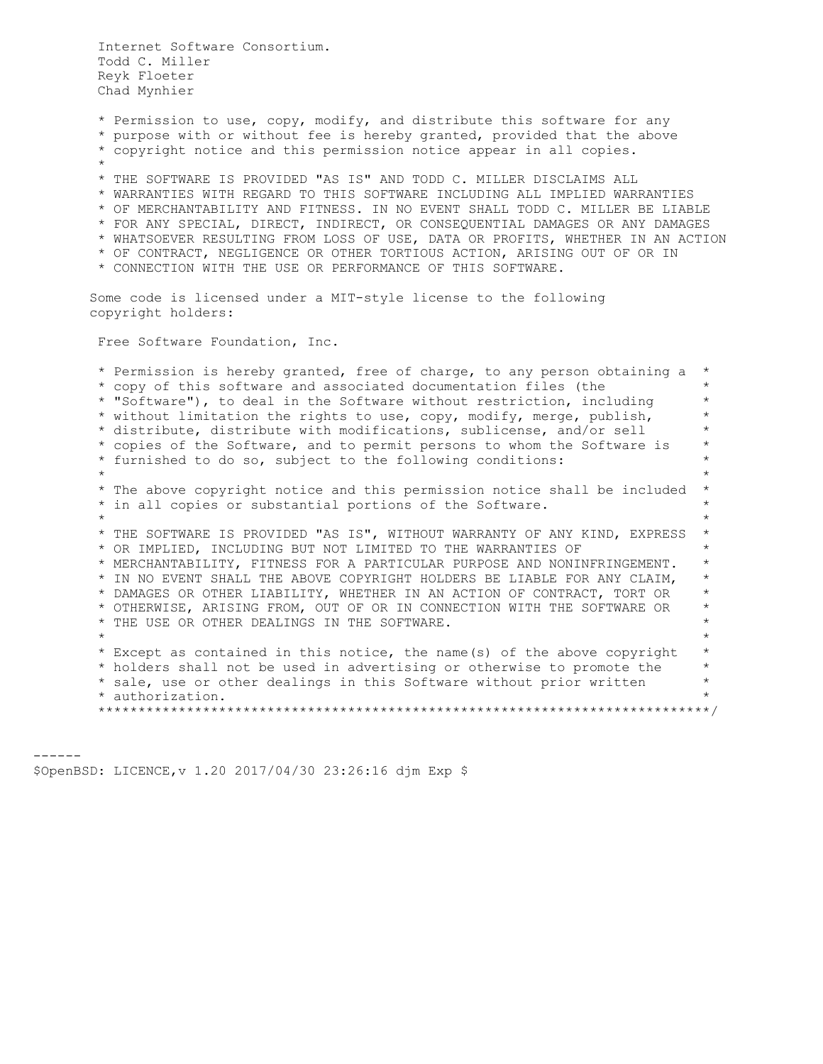Internet Software Consortium.
Todd C. Miller
Reyk Floeter
Chad Mynhier

```
 * Permission to use, copy, modify, and distribute this software for any
 * purpose with or without fee is hereby granted, provided that the above
 * copyright notice and this permission notice appear in all copies.
 *
 * THE SOFTWARE IS PROVIDED "AS IS" AND TODD C. MILLER DISCLAIMS ALL
 * WARRANTIES WITH REGARD TO THIS SOFTWARE INCLUDING ALL IMPLIED WARRANTIES
 * OF MERCHANTABILITY AND FITNESS. IN NO EVENT SHALL TODD C. MILLER BE LIABLE
 * FOR ANY SPECIAL, DIRECT, INDIRECT, OR CONSEQUENTIAL DAMAGES OR ANY DAMAGES
 * WHATSOEVER RESULTING FROM LOSS OF USE, DATA OR PROFITS, WHETHER IN AN ACTION
 * OF CONTRACT, NEGLIGENCE OR OTHER TORTIOUS ACTION, ARISING OUT OF OR IN
 * CONNECTION WITH THE USE OR PERFORMANCE OF THIS SOFTWARE.
```

Some code is licensed under a MIT-style license to the following copyright holders:

Free Software Foundation, Inc.

```
 * Permission is hereby granted, free of charge, to any person obtaining a  *
 * copy of this software and associated documentation files (the           *
 * "Software"), to deal in the Software without restriction, including      *
 * without limitation the rights to use, copy, modify, merge, publish,      *
 * distribute, distribute with modifications, sublicense, and/or sell       *
 * copies of the Software, and to permit persons to whom the Software is    *
 * furnished to do so, subject to the following conditions:                 *
 *                                                                          *
 * The above copyright notice and this permission notice shall be included  *
 * in all copies or substantial portions of the Software.                   *
 *                                                                          *
 * THE SOFTWARE IS PROVIDED "AS IS", WITHOUT WARRANTY OF ANY KIND, EXPRESS  *
 * OR IMPLIED, INCLUDING BUT NOT LIMITED TO THE WARRANTIES OF               *
 * MERCHANTABILITY, FITNESS FOR A PARTICULAR PURPOSE AND NONINFRINGEMENT.   *
 * IN NO EVENT SHALL THE ABOVE COPYRIGHT HOLDERS BE LIABLE FOR ANY CLAIM,   *
 * DAMAGES OR OTHER LIABILITY, WHETHER IN AN ACTION OF CONTRACT, TORT OR    *
 * OTHERWISE, ARISING FROM, OUT OF OR IN CONNECTION WITH THE SOFTWARE OR    *
 * THE USE OR OTHER DEALINGS IN THE SOFTWARE.                               *
 *                                                                          *
 * Except as contained in this notice, the name(s) of the above copyright   *
 * holders shall not be used in advertising or otherwise to promote the     *
 * sale, use or other dealings in this Software without prior written       *
 * authorization.                                                           *
 ****************************************************************************/
```

------
$OpenBSD: LICENCE,v 1.20 2017/04/30 23:26:16 djm Exp $